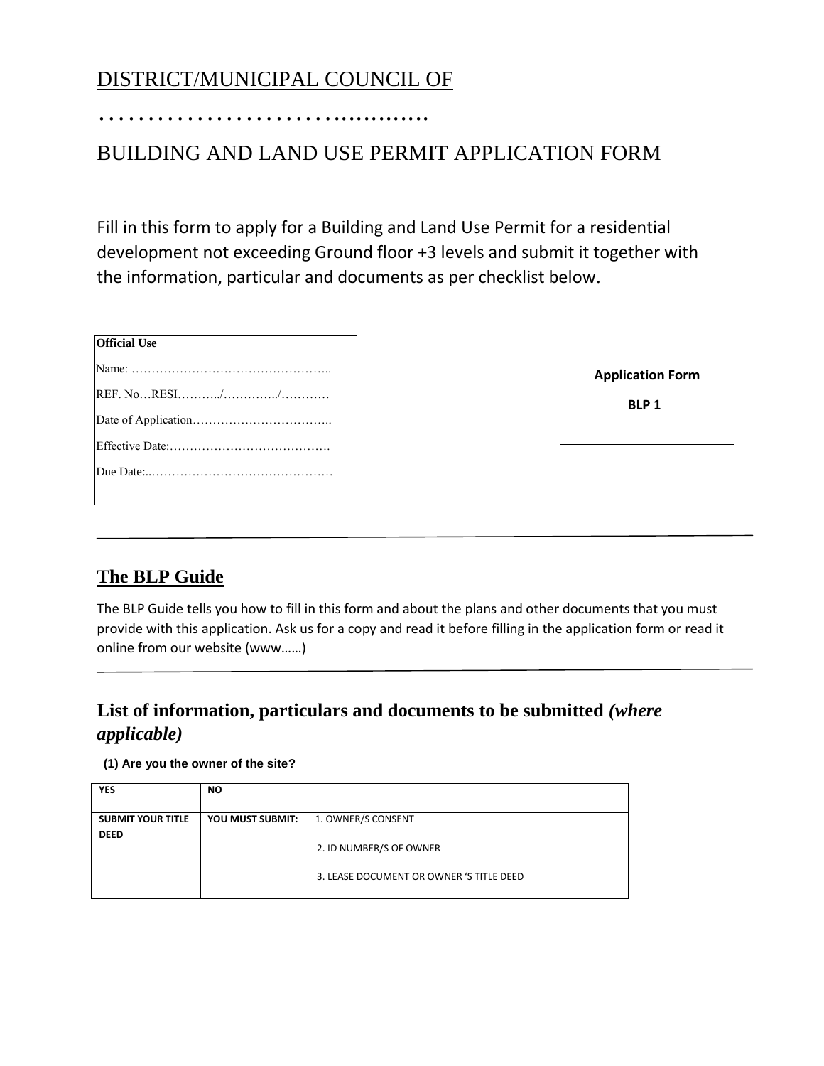# DISTRICT/MUNICIPAL COUNCIL OF

……………………………………….

# BUILDING AND LAND USE PERMIT APPLICATION FORM

Fill in this form to apply for a Building and Land Use Permit for a residential development not exceeding Ground floor +3 levels and submit it together with the information, particular and documents as per checklist below.

| **Official Use** |
|---|
| Name: ………………………………………….. |
| REF. No…RESI………../…………../………… |
| Date of Application…………………………….. |
| Effective Date:…………………………………. |
| Due Date:..……………………………………… |

| **Application Form** |
|---|
| **BLP 1** |

---

## The BLP Guide

The BLP Guide tells you how to fill in this form and about the plans and other documents that you must provide with this application. Ask us for a copy and read it before filling in the application form or read it online from our website (www……)

---

## List of information, particulars and documents to be submitted *(where applicable)*

**(1) Are you the owner of the site?**

| YES | NO |
|---|---|
| **SUBMIT YOUR TITLE DEED** | **YOU MUST SUBMIT:** 1. OWNER/S CONSENT<br>2. ID NUMBER/S OF OWNER<br>3. LEASE DOCUMENT OR OWNER 'S TITLE DEED |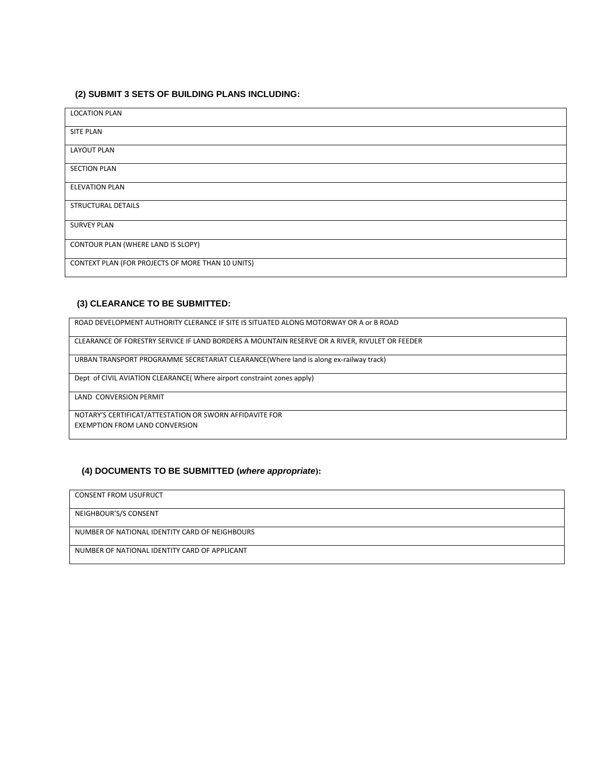### (2) SUBMIT 3 SETS OF BUILDING PLANS INCLUDING:

| |
|---|
| LOCATION PLAN |
| SITE PLAN |
| LAYOUT PLAN |
| SECTION PLAN |
| ELEVATION PLAN |
| STRUCTURAL DETAILS |
| SURVEY PLAN |
| CONTOUR PLAN (WHERE LAND IS SLOPY) |
| CONTEXT PLAN (FOR PROJECTS OF MORE THAN 10 UNITS) |

### (3) CLEARANCE TO BE SUBMITTED:

| |
|---|
| ROAD DEVELOPMENT AUTHORITY CLERANCE IF SITE IS SITUATED ALONG MOTORWAY OR A or B ROAD |
| CLEARANCE OF FORESTRY SERVICE IF LAND BORDERS A MOUNTAIN RESERVE OR A RIVER, RIVULET OR FEEDER |
| URBAN TRANSPORT PROGRAMME SECRETARIAT CLEARANCE(Where land is along ex-railway track) |
| Dept of CIVIL AVIATION CLEARANCE( Where airport constraint zones apply) |
| LAND CONVERSION PERMIT |
| NOTARY'S CERTIFICAT/ATTESTATION OR SWORN AFFIDAVITE FOR EXEMPTION FROM LAND CONVERSION |

### (4) DOCUMENTS TO BE SUBMITTED (*where appropriate*):

| |
|---|
| CONSENT FROM USUFRUCT |
| NEIGHBOUR'S/S CONSENT |
| NUMBER OF NATIONAL IDENTITY CARD OF NEIGHBOURS |
| NUMBER OF NATIONAL IDENTITY CARD OF APPLICANT |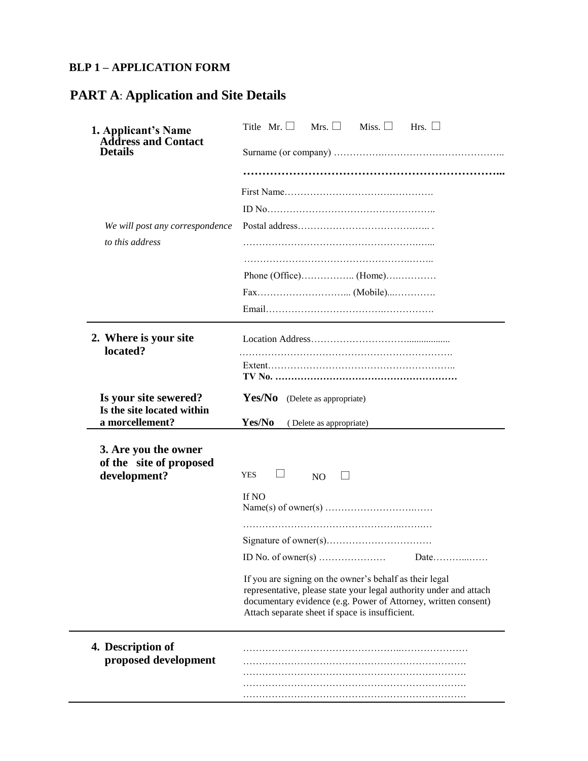**BLP 1 – APPLICATION FORM**

## PART A: Application and Site Details

| | |
|---|---|
| **1. Applicant's Name Address and Contact Details** | Title Mr. ☐ Mrs. ☐ Miss. ☐ Hrs. ☐ |
| | Surname (or company) ……………………………………………….. |
| | **…………………………………………………………...** |
| | First Name………………………………………… |
| | ID No…………………………………………….. |
| *We will post any correspondence to this address* | Postal address………………………………….. . |
| | ……………………………………………………... |
| | ……………………………………………….…….. |
| | Phone (Office)…………….. (Home)….………… |
| | Fax………………………... (Mobile)...…………. |
| | Email……………………………….……………. |
| **2. Where is your site located?** | Location Address………………………….................. |
| | …………………………………………………………. |
| | Extent………………………………………………….. |
| | **TV No. ………………………………………………** |
| **Is your site sewered?** | **Yes/No** (Delete as appropriate) |
| **Is the site located within a morcellement?** | **Yes/No** ( Delete as appropriate) |
| **3. Are you the owner of the site of proposed development?** | YES ☐ NO ☐ |
| | If NO<br>Name(s) of owner(s) ………………………….…… |
| | ……………………………………………..…….… |
| | Signature of owner(s)…………………………… |
| | ID No. of owner(s) ………………… Date………...…… |
| | If you are signing on the owner's behalf as their legal representative, please state your legal authority under and attach documentary evidence (e.g. Power of Attorney, written consent) Attach separate sheet if space is insufficient. |
| **4. Description of proposed development** | ……………………………………………..………………… |
| | ……………………………………………………………. |
| | ……………………………………………………………. |
| | ……………………………………………………………. |
| | ……………………………………………………………. |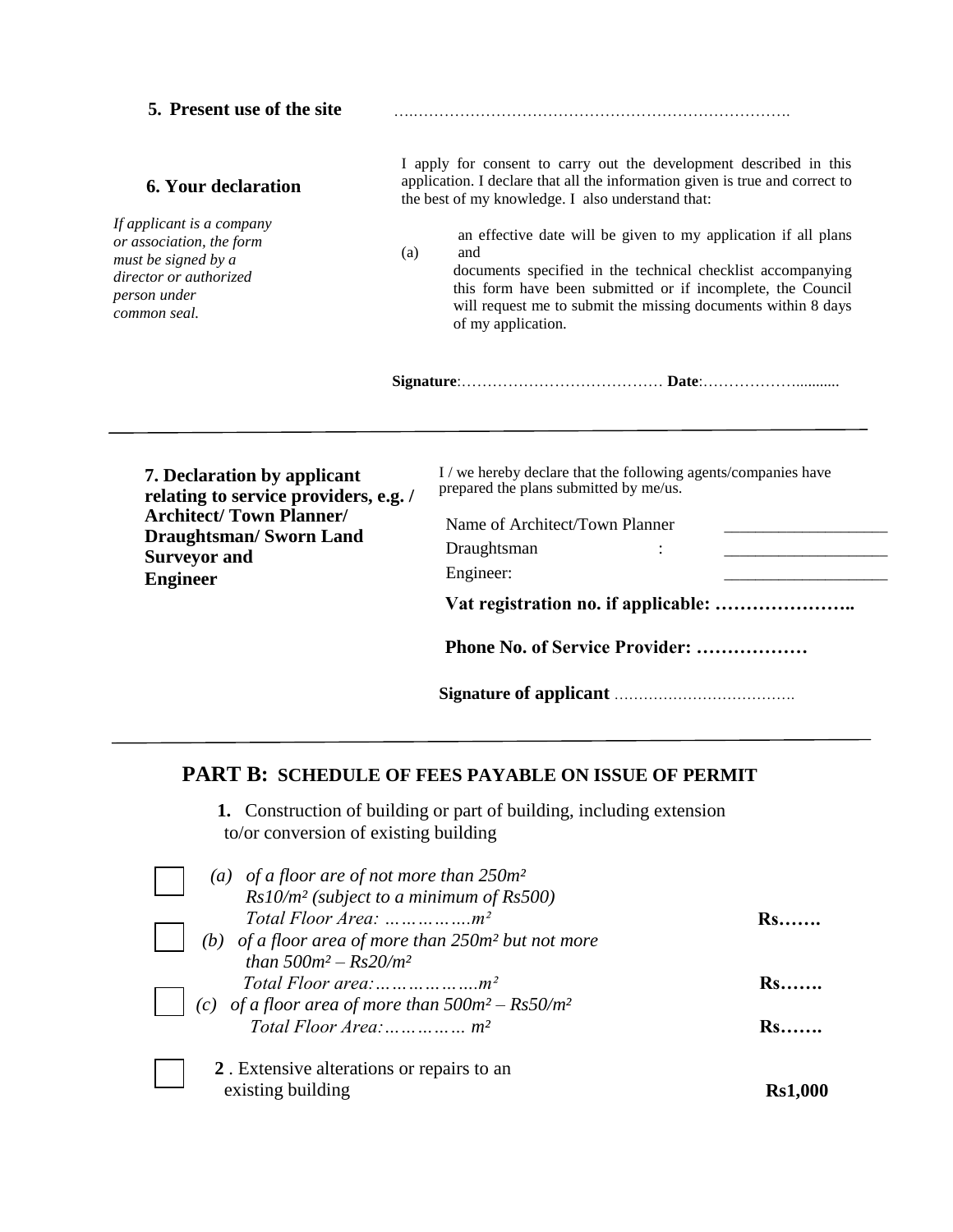**5. Present use of the site** …..……………………………………………………………….

**6. Your declaration**

*If applicant is a company or association, the form must be signed by a director or authorized person under common seal.*

I apply for consent to carry out the development described in this application. I declare that all the information given is true and correct to the best of my knowledge. I also understand that:

(a) an effective date will be given to my application if all plans and documents specified in the technical checklist accompanying this form have been submitted or if incomplete, the Council will request me to submit the missing documents within 8 days of my application.

**Signature**:………………………………… **Date**:……………….........

---

**7. Declaration by applicant relating to service providers, e.g. / Architect/ Town Planner/ Draughtsman/ Sworn Land Surveyor and Engineer**

I / we hereby declare that the following agents/companies have prepared the plans submitted by me/us.

Name of Architect/Town Planner \_\_\_\_\_\_\_\_\_\_\_\_\_\_\_\_\_\_

Draughtsman : \_\_\_\_\_\_\_\_\_\_\_\_\_\_\_\_\_\_

Engineer: \_\_\_\_\_\_\_\_\_\_\_\_\_\_\_\_\_\_

**Vat registration no. if applicable: …………………..**

**Phone No. of Service Provider: ………………**

**Signature of applicant** ……………………………….

---

## PART B: SCHEDULE OF FEES PAYABLE ON ISSUE OF PERMIT

**1.** Construction of building or part of building, including extension to/or conversion of existing building

☐ *(a) of a floor are of not more than 250m²*
*Rs10/m² (subject to a minimum of Rs500)*
*Total Floor Area: …………….m²* **Rs…….**

☐ *(b) of a floor area of more than 250m² but not more than 500m² – Rs20/m²*
*Total Floor area:……………….m²* **Rs…….**

☐ *(c) of a floor area of more than 500m² – Rs50/m²*
*Total Floor Area:…………… m²* **Rs…….**

☐ **2** . Extensive alterations or repairs to an existing building **Rs1,000**